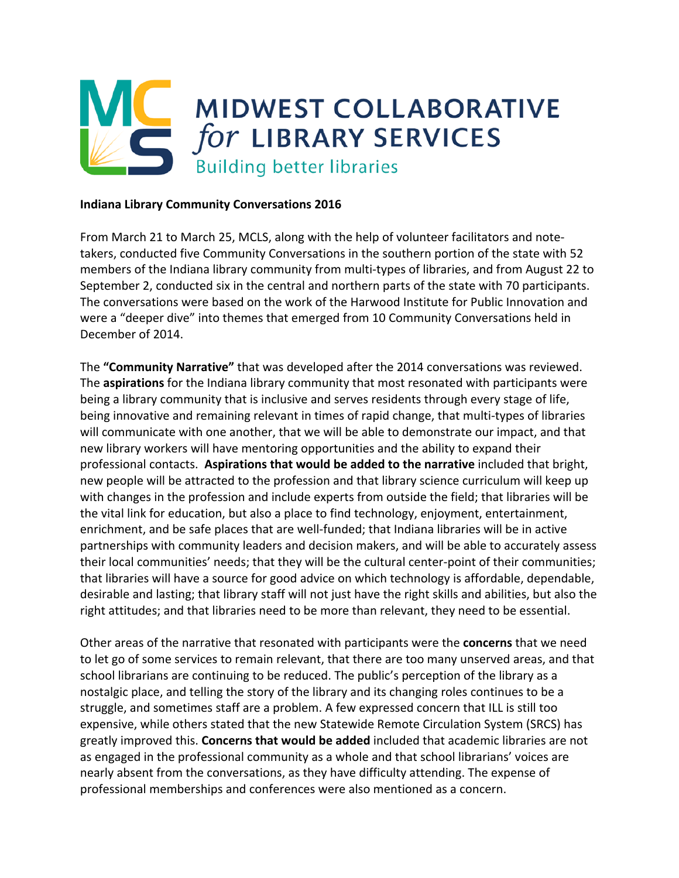# MIDWEST COLLABORATIVE *for* LIBRARY SERVICES

Building better libraries

**Indiana Library Community Conversations 2016**

From March 21 to March 25, MCLS, along with the help of volunteer facilitators and note-takers, conducted five Community Conversations in the southern portion of the state with 52 members of the Indiana library community from multi-types of libraries, and from August 22 to September 2, conducted six in the central and northern parts of the state with 70 participants. The conversations were based on the work of the Harwood Institute for Public Innovation and were a "deeper dive" into themes that emerged from 10 Community Conversations held in December of 2014.

The **"Community Narrative"** that was developed after the 2014 conversations was reviewed. The **aspirations** for the Indiana library community that most resonated with participants were being a library community that is inclusive and serves residents through every stage of life, being innovative and remaining relevant in times of rapid change, that multi-types of libraries will communicate with one another, that we will be able to demonstrate our impact, and that new library workers will have mentoring opportunities and the ability to expand their professional contacts. **Aspirations that would be added to the narrative** included that bright, new people will be attracted to the profession and that library science curriculum will keep up with changes in the profession and include experts from outside the field; that libraries will be the vital link for education, but also a place to find technology, enjoyment, entertainment, enrichment, and be safe places that are well-funded; that Indiana libraries will be in active partnerships with community leaders and decision makers, and will be able to accurately assess their local communities' needs; that they will be the cultural center-point of their communities; that libraries will have a source for good advice on which technology is affordable, dependable, desirable and lasting; that library staff will not just have the right skills and abilities, but also the right attitudes; and that libraries need to be more than relevant, they need to be essential.

Other areas of the narrative that resonated with participants were the **concerns** that we need to let go of some services to remain relevant, that there are too many unserved areas, and that school librarians are continuing to be reduced. The public's perception of the library as a nostalgic place, and telling the story of the library and its changing roles continues to be a struggle, and sometimes staff are a problem. A few expressed concern that ILL is still too expensive, while others stated that the new Statewide Remote Circulation System (SRCS) has greatly improved this. **Concerns that would be added** included that academic libraries are not as engaged in the professional community as a whole and that school librarians' voices are nearly absent from the conversations, as they have difficulty attending. The expense of professional memberships and conferences were also mentioned as a concern.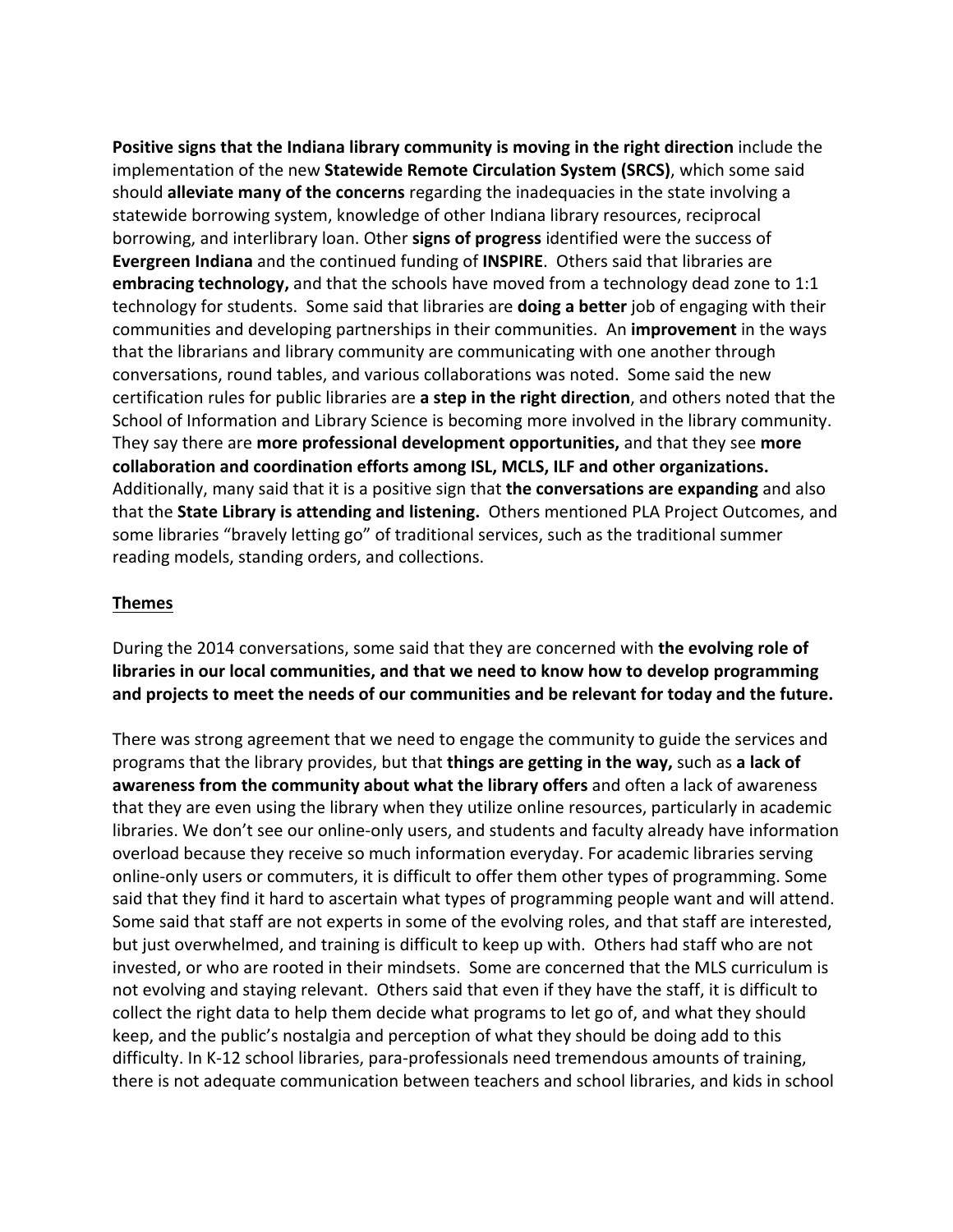**Positive signs that the Indiana library community is moving in the right direction** include the implementation of the new **Statewide Remote Circulation System (SRCS)**, which some said should **alleviate many of the concerns** regarding the inadequacies in the state involving a statewide borrowing system, knowledge of other Indiana library resources, reciprocal borrowing, and interlibrary loan. Other **signs of progress** identified were the success of **Evergreen Indiana** and the continued funding of **INSPIRE**. Others said that libraries are **embracing technology,** and that the schools have moved from a technology dead zone to 1:1 technology for students. Some said that libraries are **doing a better** job of engaging with their communities and developing partnerships in their communities. An **improvement** in the ways that the librarians and library community are communicating with one another through conversations, round tables, and various collaborations was noted. Some said the new certification rules for public libraries are **a step in the right direction**, and others noted that the School of Information and Library Science is becoming more involved in the library community. They say there are **more professional development opportunities,** and that they see **more collaboration and coordination efforts among ISL, MCLS, ILF and other organizations.** Additionally, many said that it is a positive sign that **the conversations are expanding** and also that the **State Library is attending and listening.** Others mentioned PLA Project Outcomes, and some libraries "bravely letting go" of traditional services, such as the traditional summer reading models, standing orders, and collections.

## Themes

During the 2014 conversations, some said that they are concerned with **the evolving role of libraries in our local communities, and that we need to know how to develop programming and projects to meet the needs of our communities and be relevant for today and the future.**

There was strong agreement that we need to engage the community to guide the services and programs that the library provides, but that **things are getting in the way,** such as **a lack of awareness from the community about what the library offers** and often a lack of awareness that they are even using the library when they utilize online resources, particularly in academic libraries. We don't see our online-only users, and students and faculty already have information overload because they receive so much information everyday. For academic libraries serving online-only users or commuters, it is difficult to offer them other types of programming. Some said that they find it hard to ascertain what types of programming people want and will attend. Some said that staff are not experts in some of the evolving roles, and that staff are interested, but just overwhelmed, and training is difficult to keep up with. Others had staff who are not invested, or who are rooted in their mindsets. Some are concerned that the MLS curriculum is not evolving and staying relevant. Others said that even if they have the staff, it is difficult to collect the right data to help them decide what programs to let go of, and what they should keep, and the public's nostalgia and perception of what they should be doing add to this difficulty. In K-12 school libraries, para-professionals need tremendous amounts of training, there is not adequate communication between teachers and school libraries, and kids in school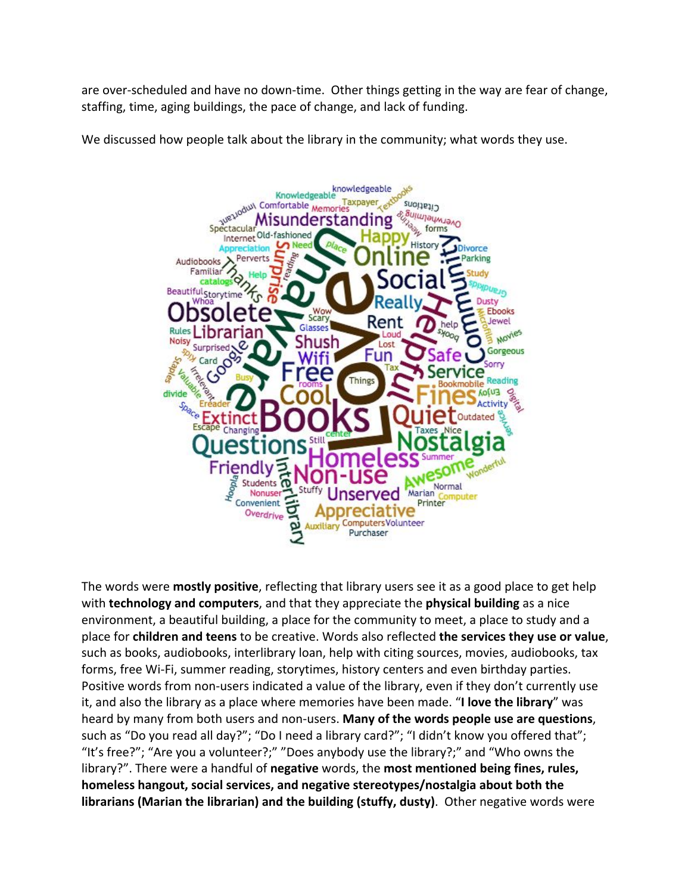are over-scheduled and have no down-time. Other things getting in the way are fear of change, staffing, time, aging buildings, the pace of change, and lack of funding.

We discussed how people talk about the library in the community; what words they use.

The words were **mostly positive**, reflecting that library users see it as a good place to get help with **technology and computers**, and that they appreciate the **physical building** as a nice environment, a beautiful building, a place for the community to meet, a place to study and a place for **children and teens** to be creative. Words also reflected **the services they use or value**, such as books, audiobooks, interlibrary loan, help with citing sources, movies, audiobooks, tax forms, free Wi-Fi, summer reading, storytimes, history centers and even birthday parties. Positive words from non-users indicated a value of the library, even if they don't currently use it, and also the library as a place where memories have been made. "**I love the library**" was heard by many from both users and non-users. **Many of the words people use are questions**, such as "Do you read all day?"; "Do I need a library card?"; "I didn't know you offered that"; "It's free?"; "Are you a volunteer?;" "Does anybody use the library?;" and "Who owns the library?". There were a handful of **negative** words, the **most mentioned being fines, rules, homeless hangout, social services, and negative stereotypes/nostalgia about both the librarians (Marian the librarian) and the building (stuffy, dusty)**. Other negative words were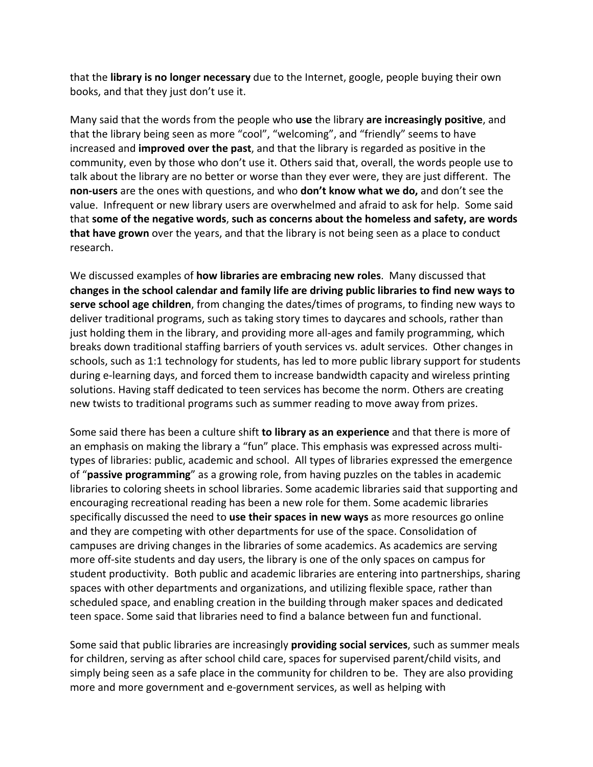that the **library is no longer necessary** due to the Internet, google, people buying their own books, and that they just don't use it.

Many said that the words from the people who **use** the library **are increasingly positive**, and that the library being seen as more "cool", "welcoming", and "friendly" seems to have increased and **improved over the past**, and that the library is regarded as positive in the community, even by those who don't use it. Others said that, overall, the words people use to talk about the library are no better or worse than they ever were, they are just different. The **non-users** are the ones with questions, and who **don't know what we do,** and don't see the value. Infrequent or new library users are overwhelmed and afraid to ask for help. Some said that **some of the negative words**, **such as concerns about the homeless and safety, are words that have grown** over the years, and that the library is not being seen as a place to conduct research.

We discussed examples of **how libraries are embracing new roles**. Many discussed that **changes in the school calendar and family life are driving public libraries to find new ways to serve school age children**, from changing the dates/times of programs, to finding new ways to deliver traditional programs, such as taking story times to daycares and schools, rather than just holding them in the library, and providing more all-ages and family programming, which breaks down traditional staffing barriers of youth services vs. adult services. Other changes in schools, such as 1:1 technology for students, has led to more public library support for students during e-learning days, and forced them to increase bandwidth capacity and wireless printing solutions. Having staff dedicated to teen services has become the norm. Others are creating new twists to traditional programs such as summer reading to move away from prizes.

Some said there has been a culture shift **to library as an experience** and that there is more of an emphasis on making the library a "fun" place. This emphasis was expressed across multi-types of libraries: public, academic and school. All types of libraries expressed the emergence of "**passive programming**" as a growing role, from having puzzles on the tables in academic libraries to coloring sheets in school libraries. Some academic libraries said that supporting and encouraging recreational reading has been a new role for them. Some academic libraries specifically discussed the need to **use their spaces in new ways** as more resources go online and they are competing with other departments for use of the space. Consolidation of campuses are driving changes in the libraries of some academics. As academics are serving more off-site students and day users, the library is one of the only spaces on campus for student productivity. Both public and academic libraries are entering into partnerships, sharing spaces with other departments and organizations, and utilizing flexible space, rather than scheduled space, and enabling creation in the building through maker spaces and dedicated teen space. Some said that libraries need to find a balance between fun and functional.

Some said that public libraries are increasingly **providing social services**, such as summer meals for children, serving as after school child care, spaces for supervised parent/child visits, and simply being seen as a safe place in the community for children to be. They are also providing more and more government and e-government services, as well as helping with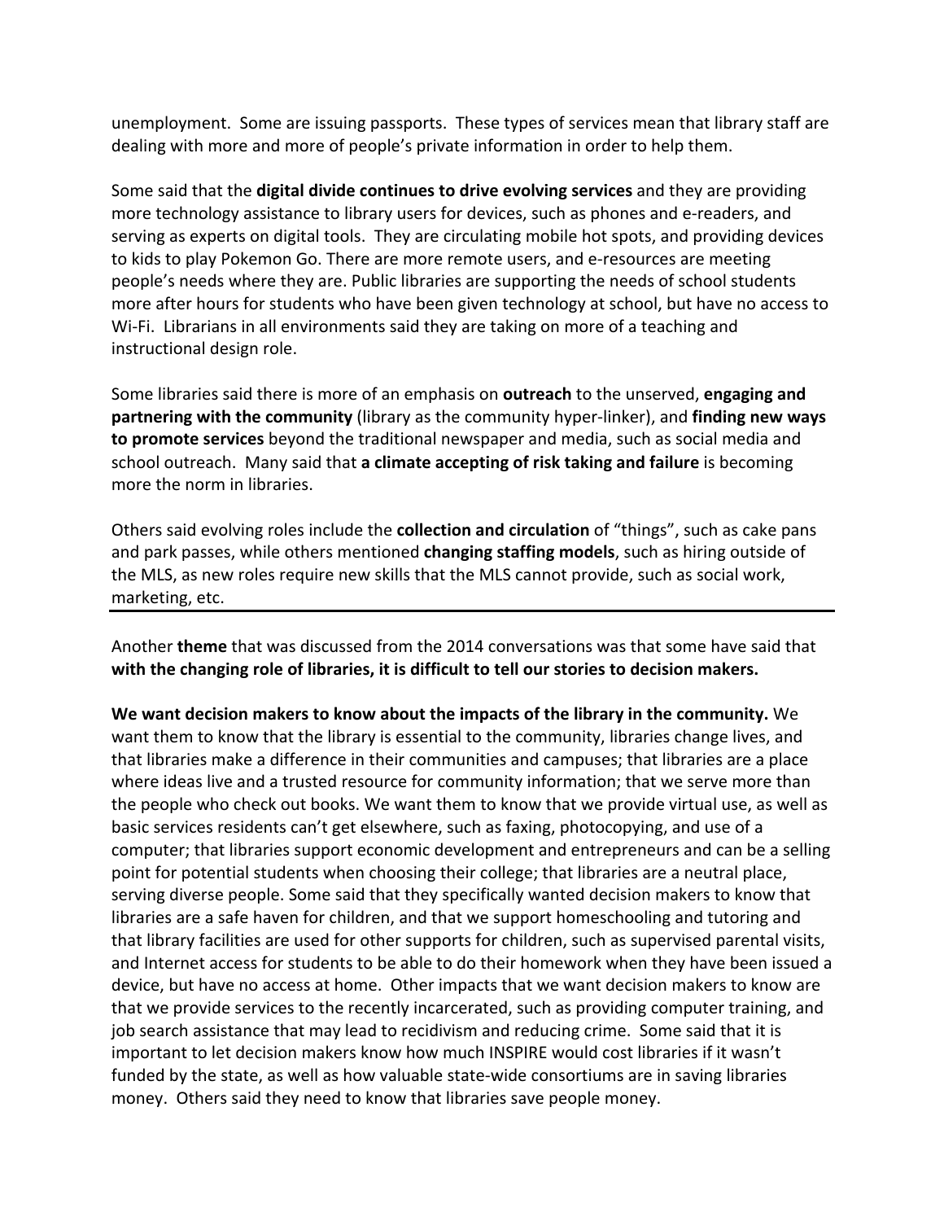unemployment. Some are issuing passports. These types of services mean that library staff are dealing with more and more of people's private information in order to help them.

Some said that the **digital divide continues to drive evolving services** and they are providing more technology assistance to library users for devices, such as phones and e-readers, and serving as experts on digital tools. They are circulating mobile hot spots, and providing devices to kids to play Pokemon Go. There are more remote users, and e-resources are meeting people's needs where they are. Public libraries are supporting the needs of school students more after hours for students who have been given technology at school, but have no access to Wi-Fi. Librarians in all environments said they are taking on more of a teaching and instructional design role.

Some libraries said there is more of an emphasis on **outreach** to the unserved, **engaging and partnering with the community** (library as the community hyper-linker), and **finding new ways to promote services** beyond the traditional newspaper and media, such as social media and school outreach. Many said that **a climate accepting of risk taking and failure** is becoming more the norm in libraries.

Others said evolving roles include the **collection and circulation** of "things", such as cake pans and park passes, while others mentioned **changing staffing models**, such as hiring outside of the MLS, as new roles require new skills that the MLS cannot provide, such as social work, marketing, etc.

---

Another **theme** that was discussed from the 2014 conversations was that some have said that **with the changing role of libraries, it is difficult to tell our stories to decision makers.**

**We want decision makers to know about the impacts of the library in the community.** We want them to know that the library is essential to the community, libraries change lives, and that libraries make a difference in their communities and campuses; that libraries are a place where ideas live and a trusted resource for community information; that we serve more than the people who check out books. We want them to know that we provide virtual use, as well as basic services residents can't get elsewhere, such as faxing, photocopying, and use of a computer; that libraries support economic development and entrepreneurs and can be a selling point for potential students when choosing their college; that libraries are a neutral place, serving diverse people. Some said that they specifically wanted decision makers to know that libraries are a safe haven for children, and that we support homeschooling and tutoring and that library facilities are used for other supports for children, such as supervised parental visits, and Internet access for students to be able to do their homework when they have been issued a device, but have no access at home. Other impacts that we want decision makers to know are that we provide services to the recently incarcerated, such as providing computer training, and job search assistance that may lead to recidivism and reducing crime. Some said that it is important to let decision makers know how much INSPIRE would cost libraries if it wasn't funded by the state, as well as how valuable state-wide consortiums are in saving libraries money. Others said they need to know that libraries save people money.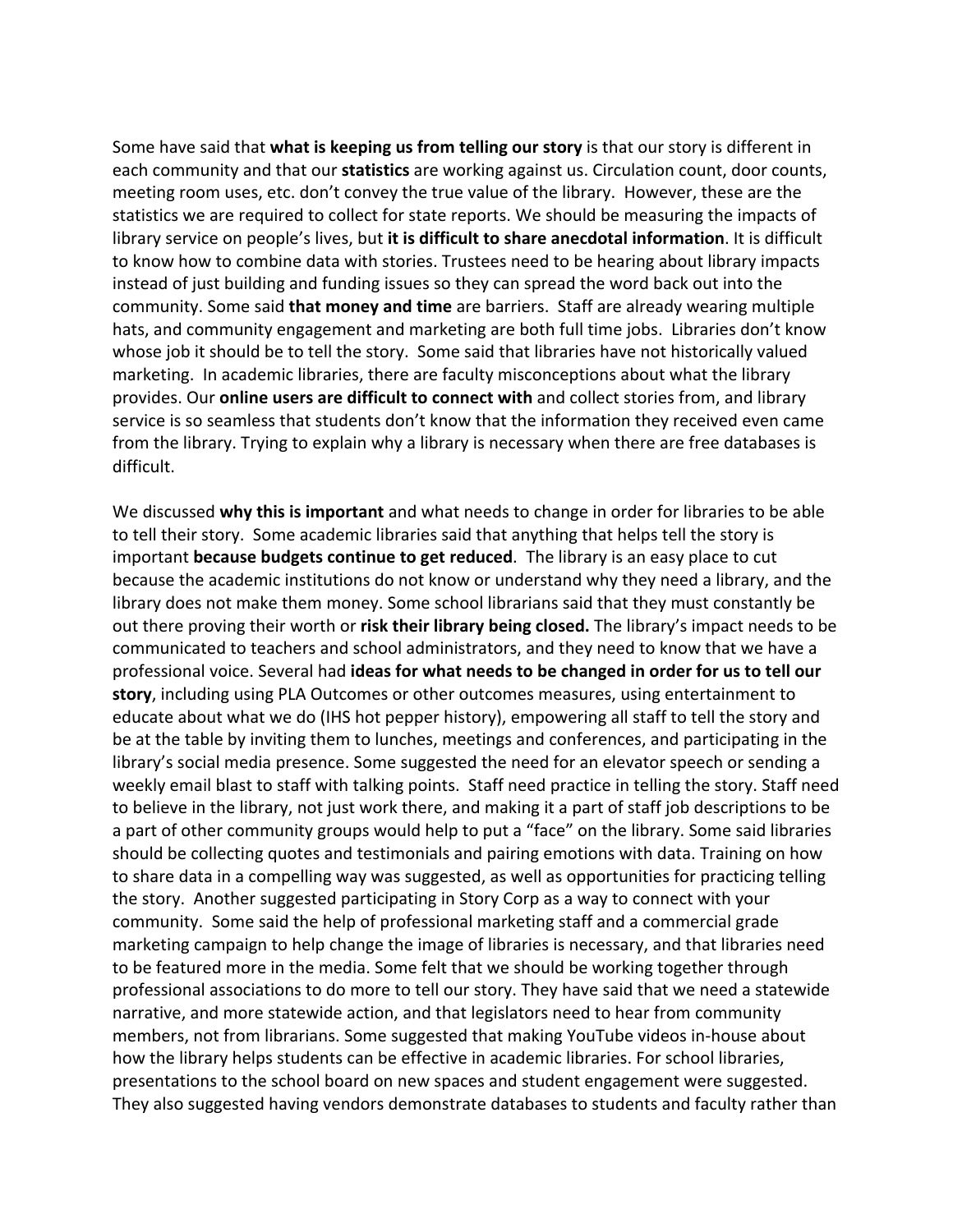Some have said that **what is keeping us from telling our story** is that our story is different in each community and that our **statistics** are working against us. Circulation count, door counts, meeting room uses, etc. don't convey the true value of the library. However, these are the statistics we are required to collect for state reports. We should be measuring the impacts of library service on people's lives, but **it is difficult to share anecdotal information**. It is difficult to know how to combine data with stories. Trustees need to be hearing about library impacts instead of just building and funding issues so they can spread the word back out into the community. Some said **that money and time** are barriers. Staff are already wearing multiple hats, and community engagement and marketing are both full time jobs. Libraries don't know whose job it should be to tell the story. Some said that libraries have not historically valued marketing. In academic libraries, there are faculty misconceptions about what the library provides. Our **online users are difficult to connect with** and collect stories from, and library service is so seamless that students don't know that the information they received even came from the library. Trying to explain why a library is necessary when there are free databases is difficult.

We discussed **why this is important** and what needs to change in order for libraries to be able to tell their story. Some academic libraries said that anything that helps tell the story is important **because budgets continue to get reduced**. The library is an easy place to cut because the academic institutions do not know or understand why they need a library, and the library does not make them money. Some school librarians said that they must constantly be out there proving their worth or **risk their library being closed.** The library's impact needs to be communicated to teachers and school administrators, and they need to know that we have a professional voice. Several had **ideas for what needs to be changed in order for us to tell our story**, including using PLA Outcomes or other outcomes measures, using entertainment to educate about what we do (IHS hot pepper history), empowering all staff to tell the story and be at the table by inviting them to lunches, meetings and conferences, and participating in the library's social media presence. Some suggested the need for an elevator speech or sending a weekly email blast to staff with talking points. Staff need practice in telling the story. Staff need to believe in the library, not just work there, and making it a part of staff job descriptions to be a part of other community groups would help to put a "face" on the library. Some said libraries should be collecting quotes and testimonials and pairing emotions with data. Training on how to share data in a compelling way was suggested, as well as opportunities for practicing telling the story. Another suggested participating in Story Corp as a way to connect with your community. Some said the help of professional marketing staff and a commercial grade marketing campaign to help change the image of libraries is necessary, and that libraries need to be featured more in the media. Some felt that we should be working together through professional associations to do more to tell our story. They have said that we need a statewide narrative, and more statewide action, and that legislators need to hear from community members, not from librarians. Some suggested that making YouTube videos in-house about how the library helps students can be effective in academic libraries. For school libraries, presentations to the school board on new spaces and student engagement were suggested. They also suggested having vendors demonstrate databases to students and faculty rather than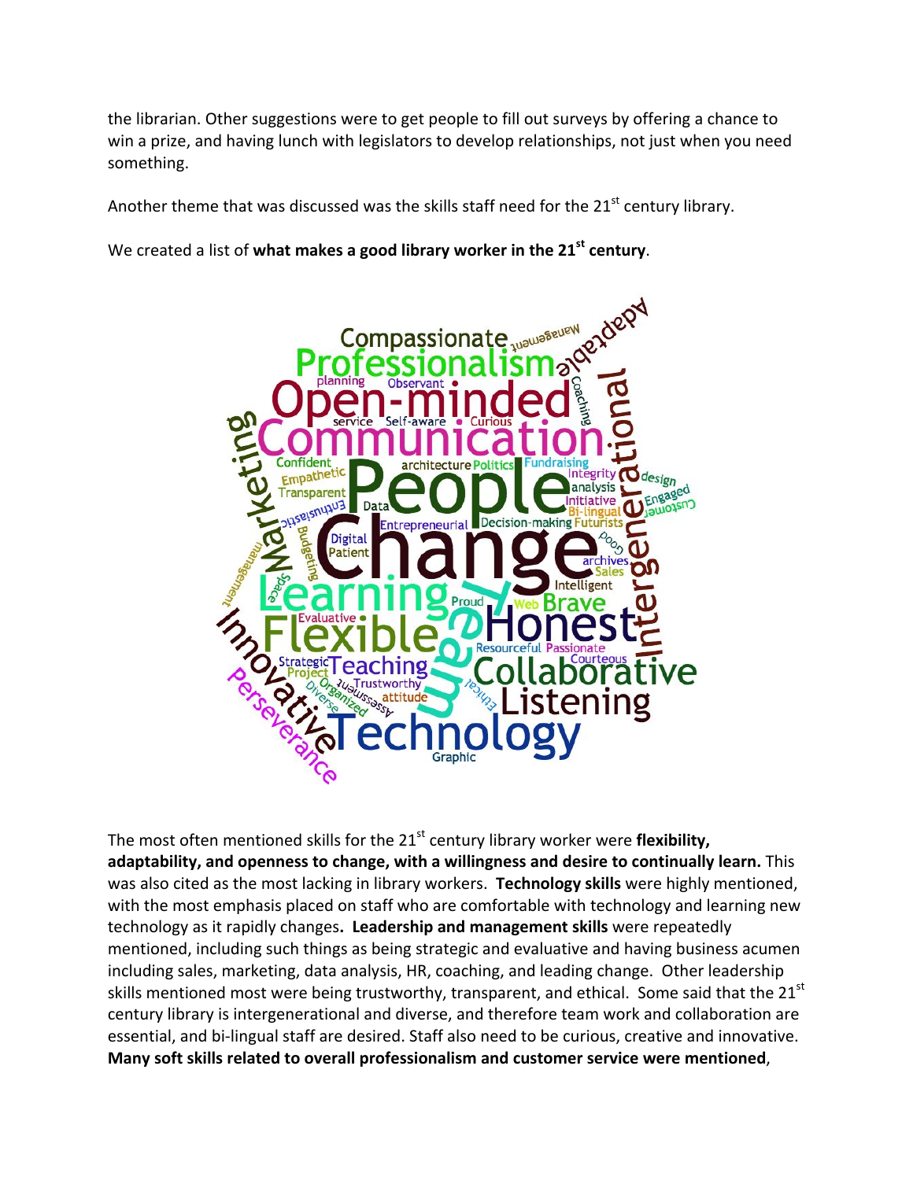the librarian. Other suggestions were to get people to fill out surveys by offering a chance to win a prize, and having lunch with legislators to develop relationships, not just when you need something.

Another theme that was discussed was the skills staff need for the 21st century library.

We created a list of **what makes a good library worker in the 21st century**.

The most often mentioned skills for the 21st century library worker were **flexibility, adaptability, and openness to change, with a willingness and desire to continually learn.** This was also cited as the most lacking in library workers. **Technology skills** were highly mentioned, with the most emphasis placed on staff who are comfortable with technology and learning new technology as it rapidly changes**. Leadership and management skills** were repeatedly mentioned, including such things as being strategic and evaluative and having business acumen including sales, marketing, data analysis, HR, coaching, and leading change. Other leadership skills mentioned most were being trustworthy, transparent, and ethical. Some said that the 21st century library is intergenerational and diverse, and therefore team work and collaboration are essential, and bi-lingual staff are desired. Staff also need to be curious, creative and innovative. **Many soft skills related to overall professionalism and customer service were mentioned**,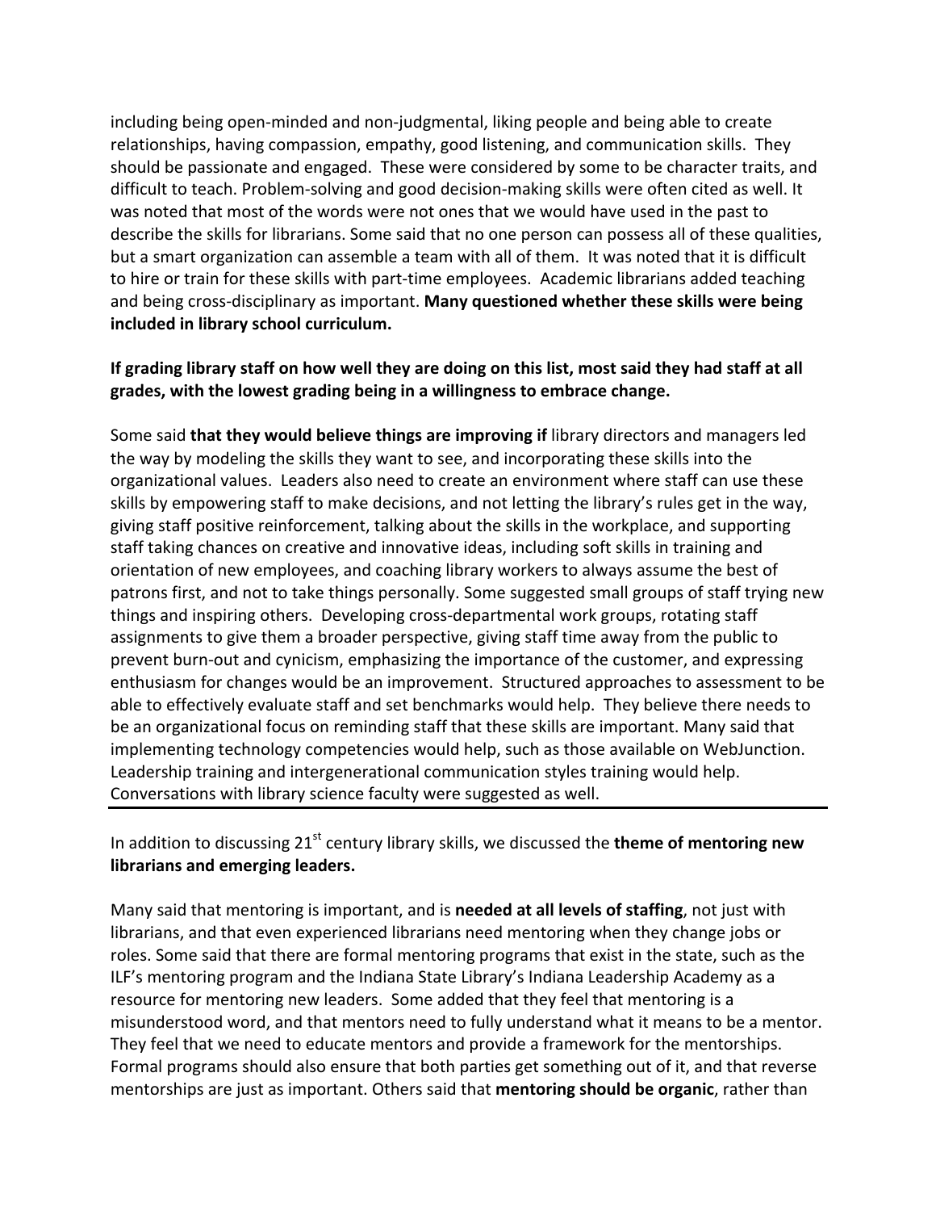including being open-minded and non-judgmental, liking people and being able to create relationships, having compassion, empathy, good listening, and communication skills. They should be passionate and engaged. These were considered by some to be character traits, and difficult to teach. Problem-solving and good decision-making skills were often cited as well. It was noted that most of the words were not ones that we would have used in the past to describe the skills for librarians. Some said that no one person can possess all of these qualities, but a smart organization can assemble a team with all of them. It was noted that it is difficult to hire or train for these skills with part-time employees. Academic librarians added teaching and being cross-disciplinary as important. **Many questioned whether these skills were being included in library school curriculum.**

**If grading library staff on how well they are doing on this list, most said they had staff at all grades, with the lowest grading being in a willingness to embrace change.**

Some said **that they would believe things are improving if** library directors and managers led the way by modeling the skills they want to see, and incorporating these skills into the organizational values. Leaders also need to create an environment where staff can use these skills by empowering staff to make decisions, and not letting the library's rules get in the way, giving staff positive reinforcement, talking about the skills in the workplace, and supporting staff taking chances on creative and innovative ideas, including soft skills in training and orientation of new employees, and coaching library workers to always assume the best of patrons first, and not to take things personally. Some suggested small groups of staff trying new things and inspiring others. Developing cross-departmental work groups, rotating staff assignments to give them a broader perspective, giving staff time away from the public to prevent burn-out and cynicism, emphasizing the importance of the customer, and expressing enthusiasm for changes would be an improvement. Structured approaches to assessment to be able to effectively evaluate staff and set benchmarks would help. They believe there needs to be an organizational focus on reminding staff that these skills are important. Many said that implementing technology competencies would help, such as those available on WebJunction. Leadership training and intergenerational communication styles training would help. Conversations with library science faculty were suggested as well.

---

In addition to discussing 21st century library skills, we discussed the **theme of mentoring new librarians and emerging leaders.**

Many said that mentoring is important, and is **needed at all levels of staffing**, not just with librarians, and that even experienced librarians need mentoring when they change jobs or roles. Some said that there are formal mentoring programs that exist in the state, such as the ILF's mentoring program and the Indiana State Library's Indiana Leadership Academy as a resource for mentoring new leaders. Some added that they feel that mentoring is a misunderstood word, and that mentors need to fully understand what it means to be a mentor. They feel that we need to educate mentors and provide a framework for the mentorships. Formal programs should also ensure that both parties get something out of it, and that reverse mentorships are just as important. Others said that **mentoring should be organic**, rather than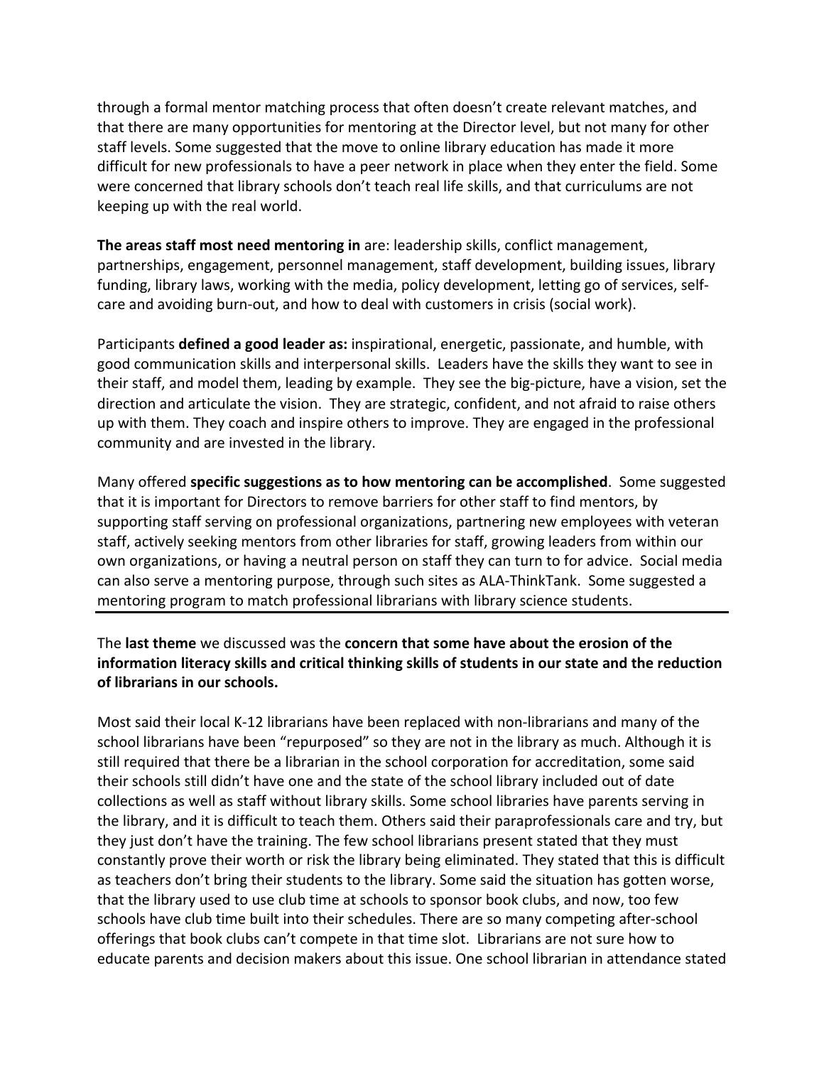through a formal mentor matching process that often doesn't create relevant matches, and that there are many opportunities for mentoring at the Director level, but not many for other staff levels. Some suggested that the move to online library education has made it more difficult for new professionals to have a peer network in place when they enter the field. Some were concerned that library schools don't teach real life skills, and that curriculums are not keeping up with the real world.

**The areas staff most need mentoring in** are: leadership skills, conflict management, partnerships, engagement, personnel management, staff development, building issues, library funding, library laws, working with the media, policy development, letting go of services, self-care and avoiding burn-out, and how to deal with customers in crisis (social work).

Participants **defined a good leader as:** inspirational, energetic, passionate, and humble, with good communication skills and interpersonal skills. Leaders have the skills they want to see in their staff, and model them, leading by example. They see the big-picture, have a vision, set the direction and articulate the vision. They are strategic, confident, and not afraid to raise others up with them. They coach and inspire others to improve. They are engaged in the professional community and are invested in the library.

Many offered **specific suggestions as to how mentoring can be accomplished**. Some suggested that it is important for Directors to remove barriers for other staff to find mentors, by supporting staff serving on professional organizations, partnering new employees with veteran staff, actively seeking mentors from other libraries for staff, growing leaders from within our own organizations, or having a neutral person on staff they can turn to for advice. Social media can also serve a mentoring purpose, through such sites as ALA-ThinkTank. Some suggested a mentoring program to match professional librarians with library science students.

---

The **last theme** we discussed was the **concern that some have about the erosion of the information literacy skills and critical thinking skills of students in our state and the reduction of librarians in our schools.**

Most said their local K-12 librarians have been replaced with non-librarians and many of the school librarians have been "repurposed" so they are not in the library as much. Although it is still required that there be a librarian in the school corporation for accreditation, some said their schools still didn't have one and the state of the school library included out of date collections as well as staff without library skills. Some school libraries have parents serving in the library, and it is difficult to teach them. Others said their paraprofessionals care and try, but they just don't have the training. The few school librarians present stated that they must constantly prove their worth or risk the library being eliminated. They stated that this is difficult as teachers don't bring their students to the library. Some said the situation has gotten worse, that the library used to use club time at schools to sponsor book clubs, and now, too few schools have club time built into their schedules. There are so many competing after-school offerings that book clubs can't compete in that time slot. Librarians are not sure how to educate parents and decision makers about this issue. One school librarian in attendance stated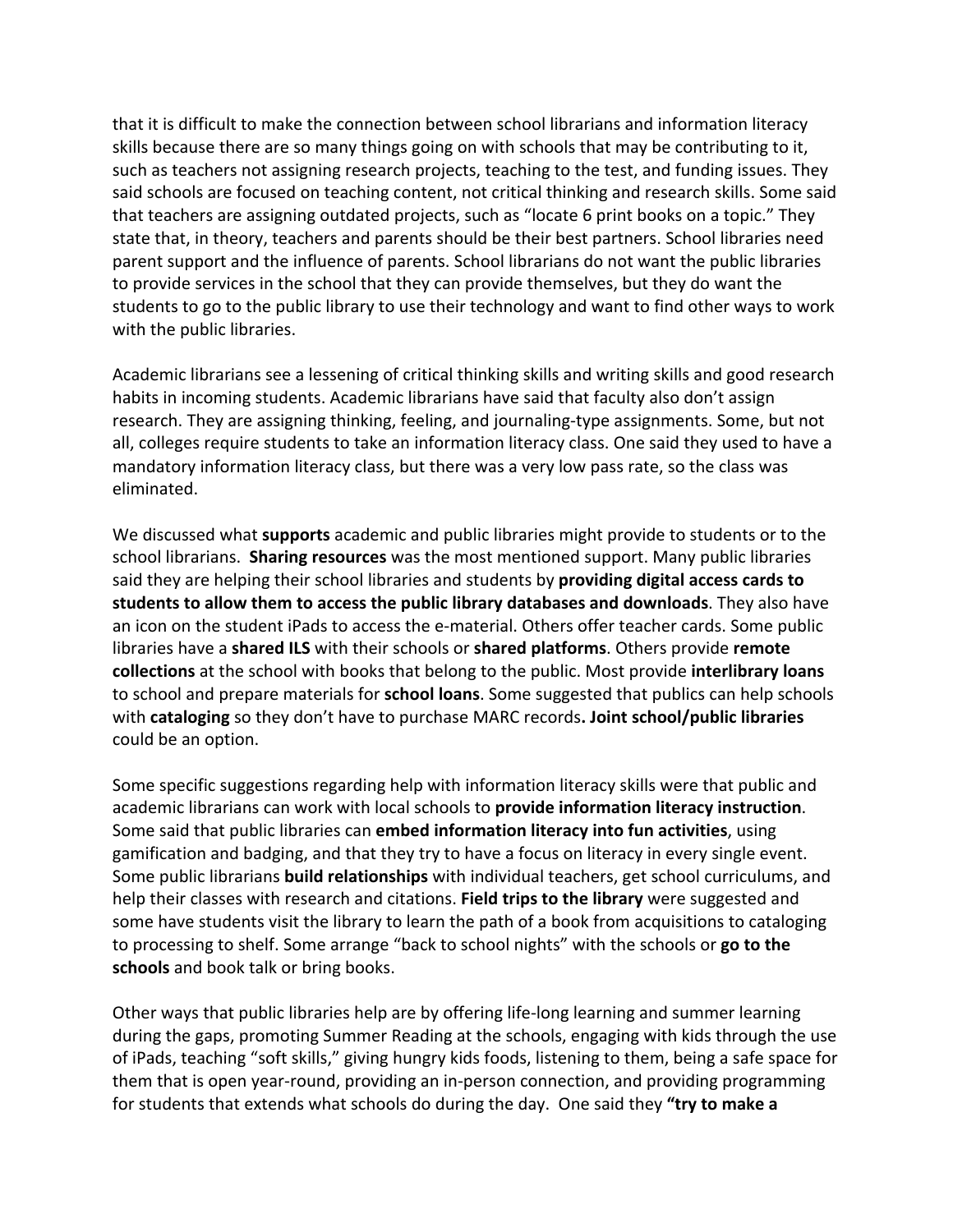that it is difficult to make the connection between school librarians and information literacy skills because there are so many things going on with schools that may be contributing to it, such as teachers not assigning research projects, teaching to the test, and funding issues. They said schools are focused on teaching content, not critical thinking and research skills. Some said that teachers are assigning outdated projects, such as "locate 6 print books on a topic." They state that, in theory, teachers and parents should be their best partners. School libraries need parent support and the influence of parents. School librarians do not want the public libraries to provide services in the school that they can provide themselves, but they do want the students to go to the public library to use their technology and want to find other ways to work with the public libraries.

Academic librarians see a lessening of critical thinking skills and writing skills and good research habits in incoming students. Academic librarians have said that faculty also don't assign research. They are assigning thinking, feeling, and journaling-type assignments. Some, but not all, colleges require students to take an information literacy class. One said they used to have a mandatory information literacy class, but there was a very low pass rate, so the class was eliminated.

We discussed what **supports** academic and public libraries might provide to students or to the school librarians. **Sharing resources** was the most mentioned support. Many public libraries said they are helping their school libraries and students by **providing digital access cards to students to allow them to access the public library databases and downloads**. They also have an icon on the student iPads to access the e-material. Others offer teacher cards. Some public libraries have a **shared ILS** with their schools or **shared platforms**. Others provide **remote collections** at the school with books that belong to the public. Most provide **interlibrary loans** to school and prepare materials for **school loans**. Some suggested that publics can help schools with **cataloging** so they don't have to purchase MARC records**. Joint school/public libraries** could be an option.

Some specific suggestions regarding help with information literacy skills were that public and academic librarians can work with local schools to **provide information literacy instruction**. Some said that public libraries can **embed information literacy into fun activities**, using gamification and badging, and that they try to have a focus on literacy in every single event. Some public librarians **build relationships** with individual teachers, get school curriculums, and help their classes with research and citations. **Field trips to the library** were suggested and some have students visit the library to learn the path of a book from acquisitions to cataloging to processing to shelf. Some arrange "back to school nights" with the schools or **go to the schools** and book talk or bring books.

Other ways that public libraries help are by offering life-long learning and summer learning during the gaps, promoting Summer Reading at the schools, engaging with kids through the use of iPads, teaching "soft skills," giving hungry kids foods, listening to them, being a safe space for them that is open year-round, providing an in-person connection, and providing programming for students that extends what schools do during the day. One said they **"try to make a**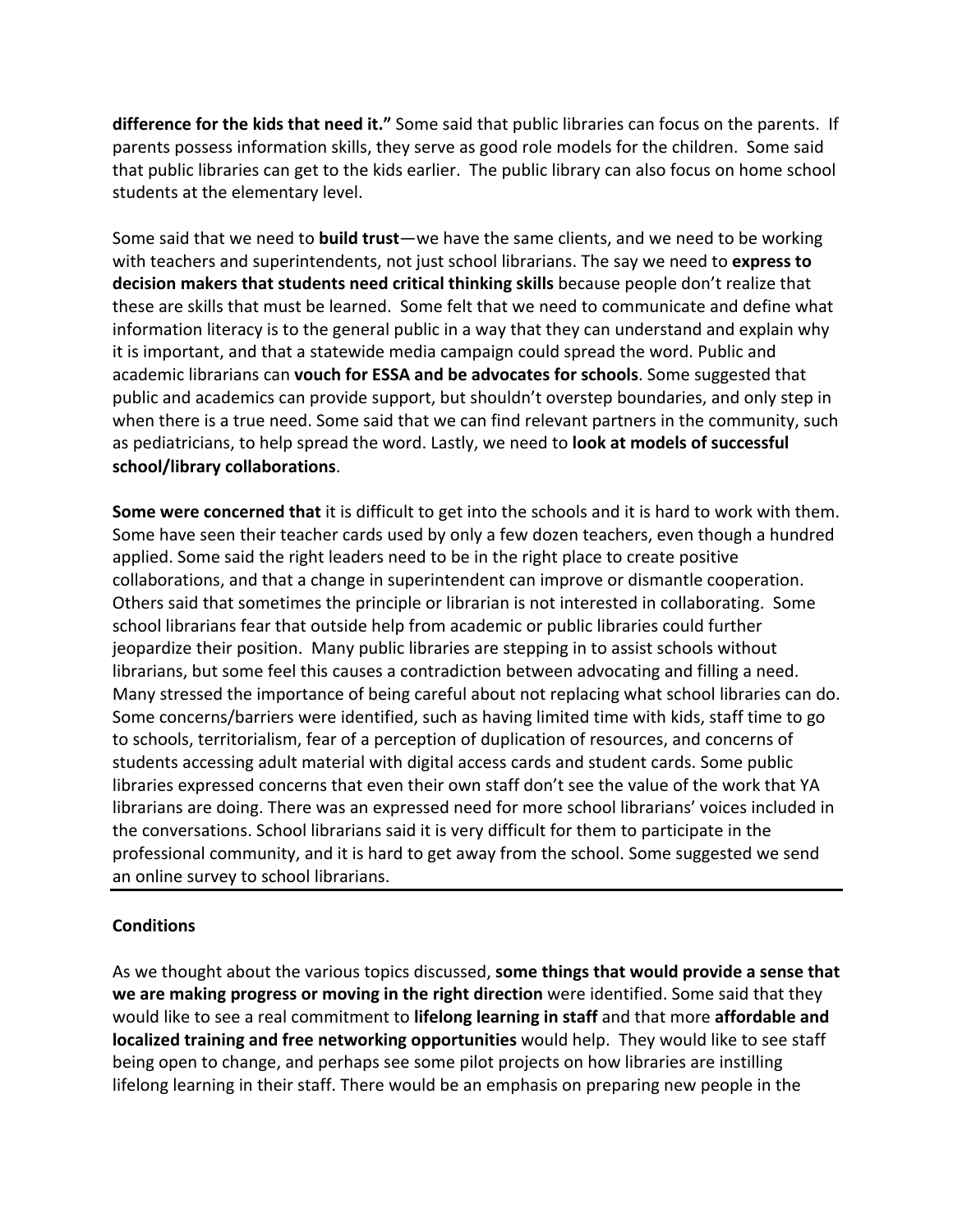**difference for the kids that need it."** Some said that public libraries can focus on the parents. If parents possess information skills, they serve as good role models for the children. Some said that public libraries can get to the kids earlier. The public library can also focus on home school students at the elementary level.

Some said that we need to **build trust**—we have the same clients, and we need to be working with teachers and superintendents, not just school librarians. The say we need to **express to decision makers that students need critical thinking skills** because people don't realize that these are skills that must be learned. Some felt that we need to communicate and define what information literacy is to the general public in a way that they can understand and explain why it is important, and that a statewide media campaign could spread the word. Public and academic librarians can **vouch for ESSA and be advocates for schools**. Some suggested that public and academics can provide support, but shouldn't overstep boundaries, and only step in when there is a true need. Some said that we can find relevant partners in the community, such as pediatricians, to help spread the word. Lastly, we need to **look at models of successful school/library collaborations**.

**Some were concerned that** it is difficult to get into the schools and it is hard to work with them. Some have seen their teacher cards used by only a few dozen teachers, even though a hundred applied. Some said the right leaders need to be in the right place to create positive collaborations, and that a change in superintendent can improve or dismantle cooperation. Others said that sometimes the principle or librarian is not interested in collaborating. Some school librarians fear that outside help from academic or public libraries could further jeopardize their position. Many public libraries are stepping in to assist schools without librarians, but some feel this causes a contradiction between advocating and filling a need. Many stressed the importance of being careful about not replacing what school libraries can do. Some concerns/barriers were identified, such as having limited time with kids, staff time to go to schools, territorialism, fear of a perception of duplication of resources, and concerns of students accessing adult material with digital access cards and student cards. Some public libraries expressed concerns that even their own staff don't see the value of the work that YA librarians are doing. There was an expressed need for more school librarians' voices included in the conversations. School librarians said it is very difficult for them to participate in the professional community, and it is hard to get away from the school. Some suggested we send an online survey to school librarians.

---

**Conditions**

As we thought about the various topics discussed, **some things that would provide a sense that we are making progress or moving in the right direction** were identified. Some said that they would like to see a real commitment to **lifelong learning in staff** and that more **affordable and localized training and free networking opportunities** would help. They would like to see staff being open to change, and perhaps see some pilot projects on how libraries are instilling lifelong learning in their staff. There would be an emphasis on preparing new people in the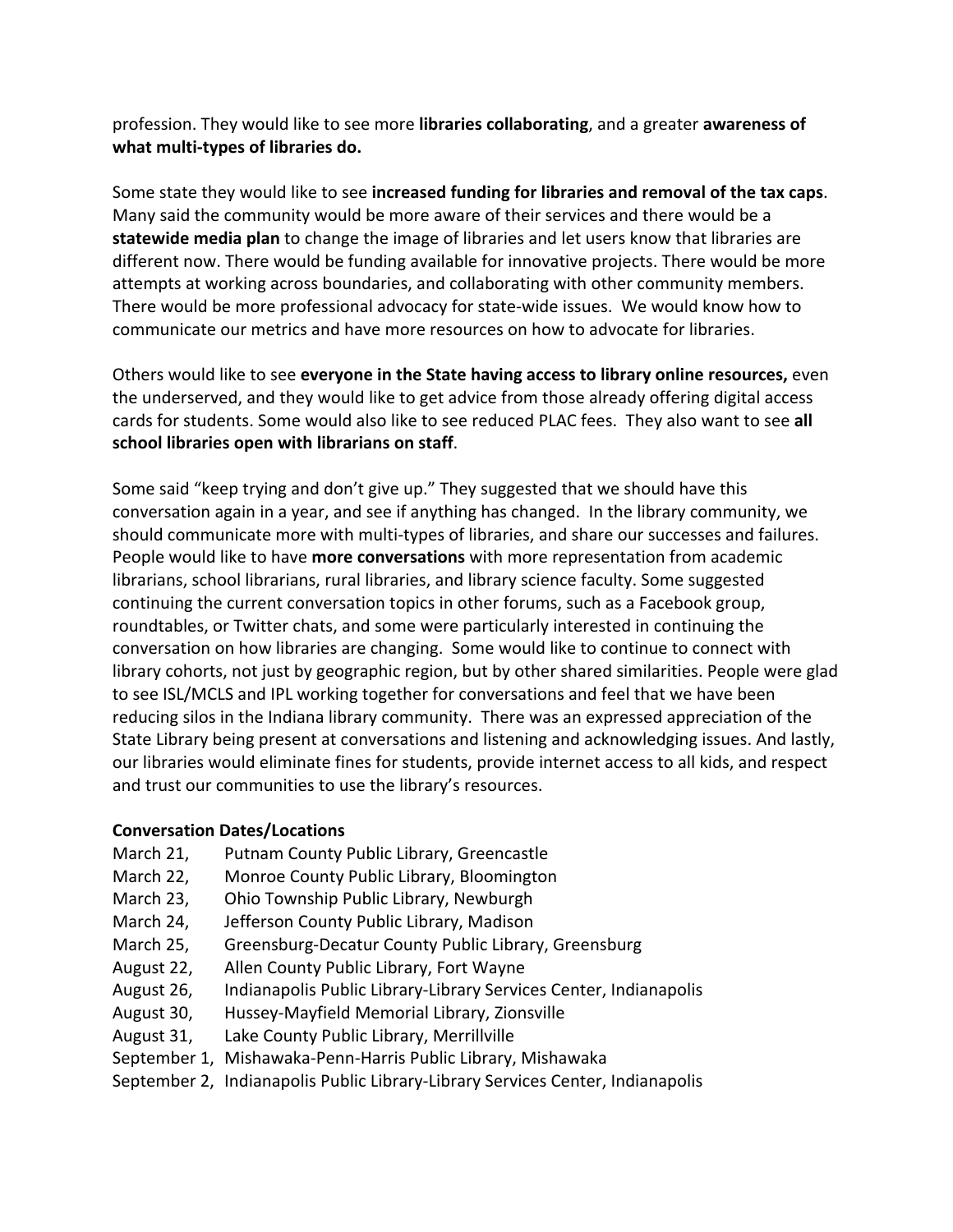profession. They would like to see more **libraries collaborating**, and a greater **awareness of what multi-types of libraries do.**

Some state they would like to see **increased funding for libraries and removal of the tax caps**. Many said the community would be more aware of their services and there would be a **statewide media plan** to change the image of libraries and let users know that libraries are different now. There would be funding available for innovative projects. There would be more attempts at working across boundaries, and collaborating with other community members. There would be more professional advocacy for state-wide issues. We would know how to communicate our metrics and have more resources on how to advocate for libraries.

Others would like to see **everyone in the State having access to library online resources,** even the underserved, and they would like to get advice from those already offering digital access cards for students. Some would also like to see reduced PLAC fees. They also want to see **all school libraries open with librarians on staff**.

Some said "keep trying and don't give up." They suggested that we should have this conversation again in a year, and see if anything has changed. In the library community, we should communicate more with multi-types of libraries, and share our successes and failures. People would like to have **more conversations** with more representation from academic librarians, school librarians, rural libraries, and library science faculty. Some suggested continuing the current conversation topics in other forums, such as a Facebook group, roundtables, or Twitter chats, and some were particularly interested in continuing the conversation on how libraries are changing. Some would like to continue to connect with library cohorts, not just by geographic region, but by other shared similarities. People were glad to see ISL/MCLS and IPL working together for conversations and feel that we have been reducing silos in the Indiana library community. There was an expressed appreciation of the State Library being present at conversations and listening and acknowledging issues. And lastly, our libraries would eliminate fines for students, provide internet access to all kids, and respect and trust our communities to use the library's resources.

**Conversation Dates/Locations**

March 21, Putnam County Public Library, Greencastle
March 22, Monroe County Public Library, Bloomington
March 23, Ohio Township Public Library, Newburgh
March 24, Jefferson County Public Library, Madison
March 25, Greensburg-Decatur County Public Library, Greensburg
August 22, Allen County Public Library, Fort Wayne
August 26, Indianapolis Public Library-Library Services Center, Indianapolis
August 30, Hussey-Mayfield Memorial Library, Zionsville
August 31, Lake County Public Library, Merrillville
September 1, Mishawaka-Penn-Harris Public Library, Mishawaka
September 2, Indianapolis Public Library-Library Services Center, Indianapolis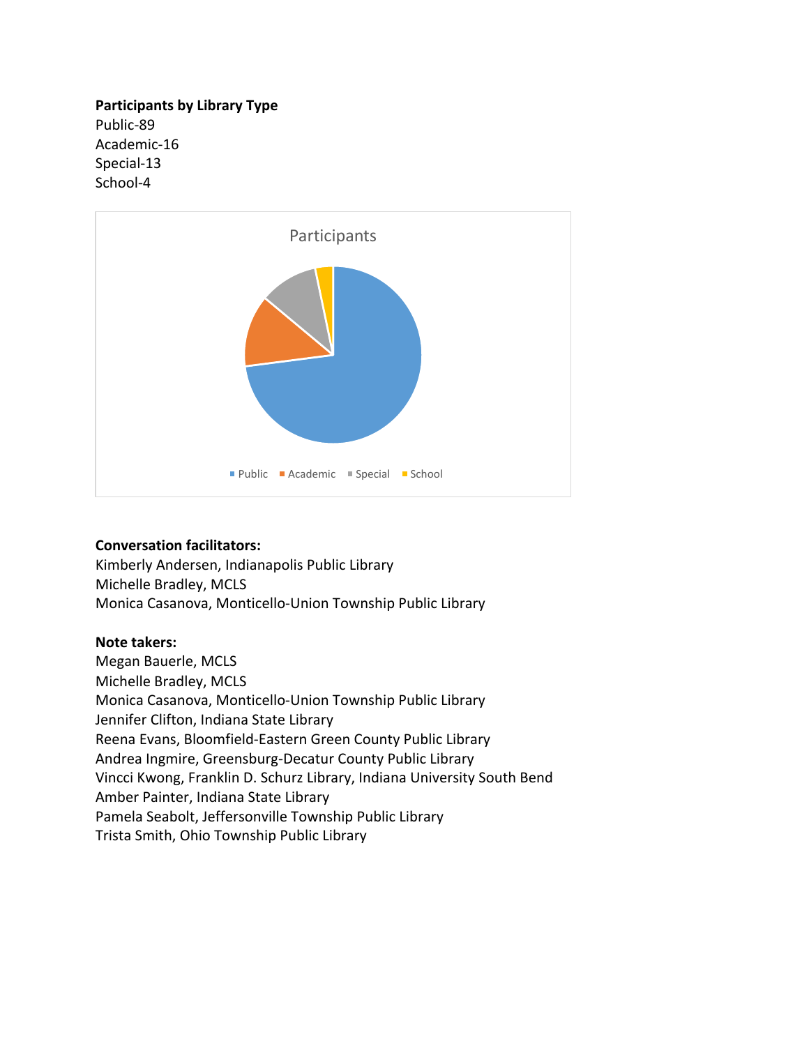**Participants by Library Type**

Public-89
Academic-16
Special-13
School-4

Participants

Public Academic Special School

**Conversation facilitators:**

Kimberly Andersen, Indianapolis Public Library
Michelle Bradley, MCLS
Monica Casanova, Monticello-Union Township Public Library

**Note takers:**

Megan Bauerle, MCLS
Michelle Bradley, MCLS
Monica Casanova, Monticello-Union Township Public Library
Jennifer Clifton, Indiana State Library
Reena Evans, Bloomfield-Eastern Green County Public Library
Andrea Ingmire, Greensburg-Decatur County Public Library
Vincci Kwong, Franklin D. Schurz Library, Indiana University South Bend
Amber Painter, Indiana State Library
Pamela Seabolt, Jeffersonville Township Public Library
Trista Smith, Ohio Township Public Library